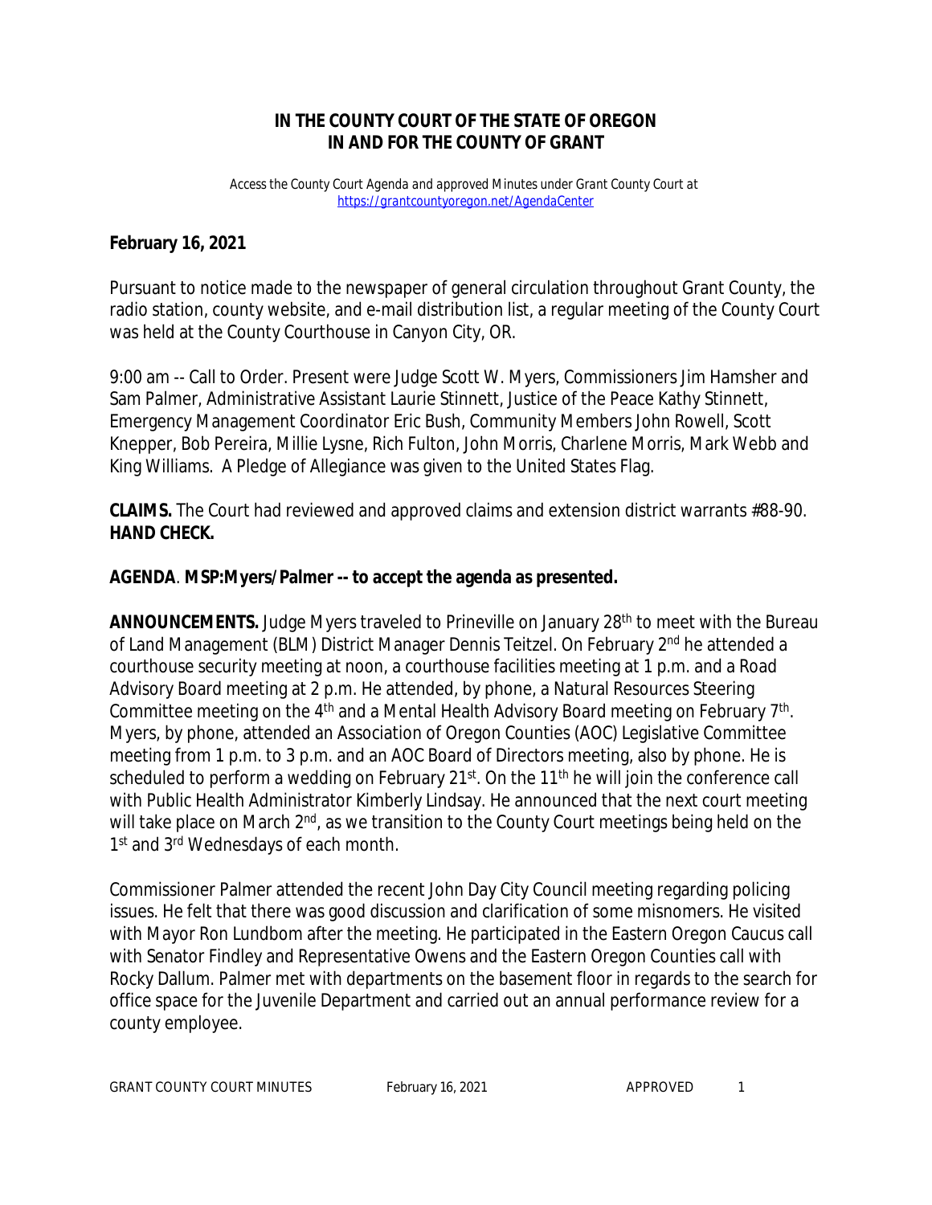**IN THE COUNTY COURT OF THE STATE OF OREGON**
**IN AND FOR THE COUNTY OF GRANT**

*Access the County Court Agenda and approved Minutes under Grant County Court at* *https://grantcountyoregon.net/AgendaCenter*

**February 16, 2021**

Pursuant to notice made to the newspaper of general circulation throughout Grant County, the radio station, county website, and e-mail distribution list, a regular meeting of the County Court was held at the County Courthouse in Canyon City, OR.

9:00 am -- Call to Order. Present were Judge Scott W. Myers, Commissioners Jim Hamsher and Sam Palmer, Administrative Assistant Laurie Stinnett, Justice of the Peace Kathy Stinnett, Emergency Management Coordinator Eric Bush, Community Members John Rowell, Scott Knepper, Bob Pereira, Millie Lysne, Rich Fulton, John Morris, Charlene Morris, Mark Webb and King Williams. A Pledge of Allegiance was given to the United States Flag.

**CLAIMS.** The Court had reviewed and approved claims and extension district warrants #88-90.
**HAND CHECK.**

**AGENDA**. **MSP:Myers/Palmer -- to accept the agenda as presented.**

**ANNOUNCEMENTS.** Judge Myers traveled to Prineville on January 28th to meet with the Bureau of Land Management (BLM) District Manager Dennis Teitzel. On February 2nd he attended a courthouse security meeting at noon, a courthouse facilities meeting at 1 p.m. and a Road Advisory Board meeting at 2 p.m. He attended, by phone, a Natural Resources Steering Committee meeting on the 4th and a Mental Health Advisory Board meeting on February 7th. Myers, by phone, attended an Association of Oregon Counties (AOC) Legislative Committee meeting from 1 p.m. to 3 p.m. and an AOC Board of Directors meeting, also by phone. He is scheduled to perform a wedding on February 21st. On the 11th he will join the conference call with Public Health Administrator Kimberly Lindsay. He announced that the next court meeting will take place on March 2nd, as we transition to the County Court meetings being held on the 1st and 3rd Wednesdays of each month.

Commissioner Palmer attended the recent John Day City Council meeting regarding policing issues. He felt that there was good discussion and clarification of some misnomers. He visited with Mayor Ron Lundbom after the meeting. He participated in the Eastern Oregon Caucus call with Senator Findley and Representative Owens and the Eastern Oregon Counties call with Rocky Dallum. Palmer met with departments on the basement floor in regards to the search for office space for the Juvenile Department and carried out an annual performance review for a county employee.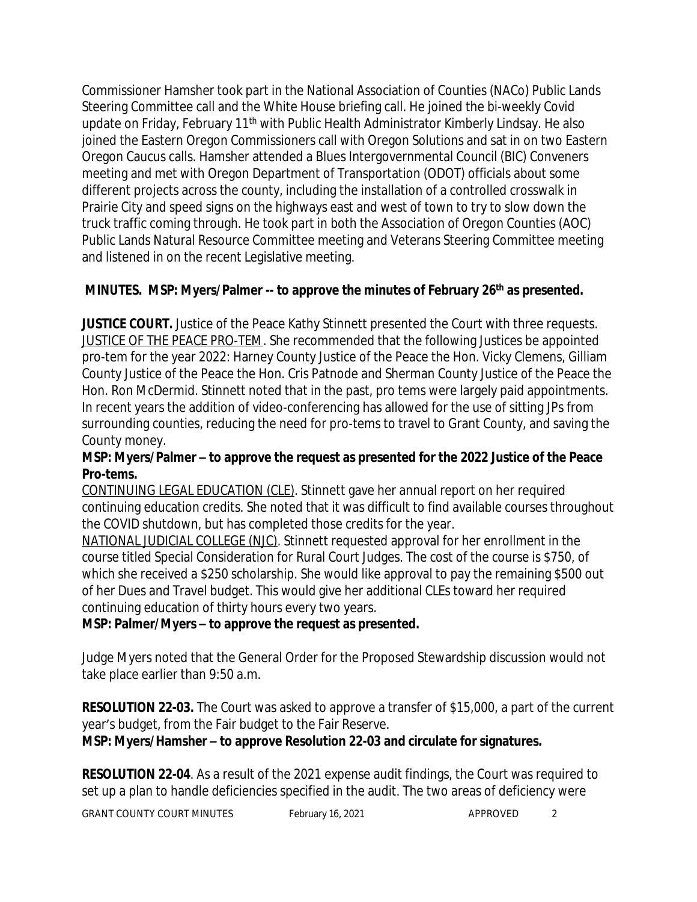Commissioner Hamsher took part in the National Association of Counties (NACo) Public Lands Steering Committee call and the White House briefing call. He joined the bi-weekly Covid update on Friday, February 11th with Public Health Administrator Kimberly Lindsay. He also joined the Eastern Oregon Commissioners call with Oregon Solutions and sat in on two Eastern Oregon Caucus calls. Hamsher attended a Blues Intergovernmental Council (BIC) Conveners meeting and met with Oregon Department of Transportation (ODOT) officials about some different projects across the county, including the installation of a controlled crosswalk in Prairie City and speed signs on the highways east and west of town to try to slow down the truck traffic coming through. He took part in both the Association of Oregon Counties (AOC) Public Lands Natural Resource Committee meeting and Veterans Steering Committee meeting and listened in on the recent Legislative meeting.

**MINUTES. MSP: Myers/Palmer -- to approve the minutes of February 26th as presented.**

**JUSTICE COURT.** Justice of the Peace Kathy Stinnett presented the Court with three requests. JUSTICE OF THE PEACE PRO-TEM. She recommended that the following Justices be appointed pro-tem for the year 2022: Harney County Justice of the Peace the Hon. Vicky Clemens, Gilliam County Justice of the Peace the Hon. Cris Patnode and Sherman County Justice of the Peace the Hon. Ron McDermid. Stinnett noted that in the past, pro tems were largely paid appointments. In recent years the addition of video-conferencing has allowed for the use of sitting JPs from surrounding counties, reducing the need for pro-tems to travel to Grant County, and saving the County money.

**MSP: Myers/Palmer – to approve the request as presented for the 2022 Justice of the Peace Pro-tems.**

CONTINUING LEGAL EDUCATION (CLE). Stinnett gave her annual report on her required continuing education credits. She noted that it was difficult to find available courses throughout the COVID shutdown, but has completed those credits for the year.

NATIONAL JUDICIAL COLLEGE (NJC). Stinnett requested approval for her enrollment in the course titled Special Consideration for Rural Court Judges. The cost of the course is $750, of which she received a $250 scholarship. She would like approval to pay the remaining $500 out of her Dues and Travel budget. This would give her additional CLEs toward her required continuing education of thirty hours every two years.

**MSP: Palmer/Myers – to approve the request as presented.**

Judge Myers noted that the General Order for the Proposed Stewardship discussion would not take place earlier than 9:50 a.m.

**RESOLUTION 22-03.** The Court was asked to approve a transfer of $15,000, a part of the current year's budget, from the Fair budget to the Fair Reserve.

**MSP: Myers/Hamsher – to approve Resolution 22-03 and circulate for signatures.**

**RESOLUTION 22-04**. As a result of the 2021 expense audit findings, the Court was required to set up a plan to handle deficiencies specified in the audit. The two areas of deficiency were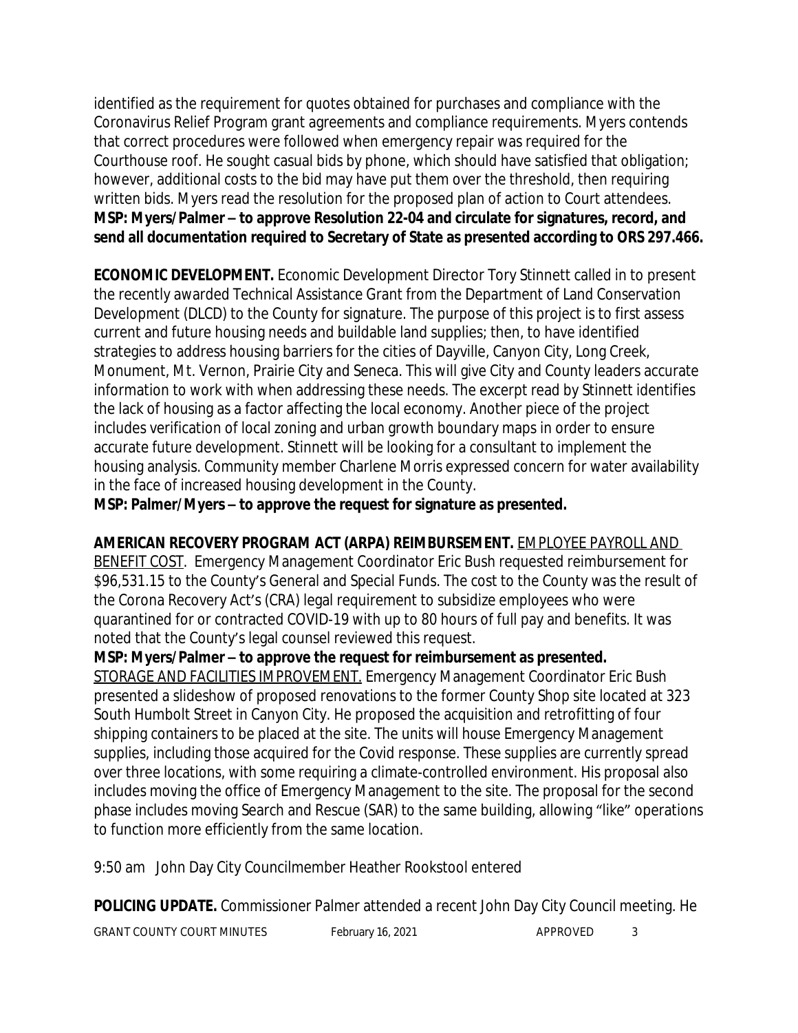identified as the requirement for quotes obtained for purchases and compliance with the Coronavirus Relief Program grant agreements and compliance requirements. Myers contends that correct procedures were followed when emergency repair was required for the Courthouse roof. He sought casual bids by phone, which should have satisfied that obligation; however, additional costs to the bid may have put them over the threshold, then requiring written bids. Myers read the resolution for the proposed plan of action to Court attendees.
**MSP: Myers/Palmer – to approve Resolution 22-04 and circulate for signatures, record, and send all documentation required to Secretary of State as presented according to ORS 297.466.**

**ECONOMIC DEVELOPMENT.** Economic Development Director Tory Stinnett called in to present the recently awarded Technical Assistance Grant from the Department of Land Conservation Development (DLCD) to the County for signature. The purpose of this project is to first assess current and future housing needs and buildable land supplies; then, to have identified strategies to address housing barriers for the cities of Dayville, Canyon City, Long Creek, Monument, Mt. Vernon, Prairie City and Seneca. This will give City and County leaders accurate information to work with when addressing these needs. The excerpt read by Stinnett identifies the lack of housing as a factor affecting the local economy. Another piece of the project includes verification of local zoning and urban growth boundary maps in order to ensure accurate future development. Stinnett will be looking for a consultant to implement the housing analysis. Community member Charlene Morris expressed concern for water availability in the face of increased housing development in the County.
**MSP: Palmer/Myers – to approve the request for signature as presented.**

**AMERICAN RECOVERY PROGRAM ACT (ARPA) REIMBURSEMENT.** EMPLOYEE PAYROLL AND BENEFIT COST. Emergency Management Coordinator Eric Bush requested reimbursement for $96,531.15 to the County's General and Special Funds. The cost to the County was the result of the Corona Recovery Act's (CRA) legal requirement to subsidize employees who were quarantined for or contracted COVID-19 with up to 80 hours of full pay and benefits. It was noted that the County's legal counsel reviewed this request.
**MSP: Myers/Palmer – to approve the request for reimbursement as presented.**
STORAGE AND FACILITIES IMPROVEMENT. Emergency Management Coordinator Eric Bush presented a slideshow of proposed renovations to the former County Shop site located at 323 South Humbolt Street in Canyon City. He proposed the acquisition and retrofitting of four shipping containers to be placed at the site. The units will house Emergency Management supplies, including those acquired for the Covid response. These supplies are currently spread over three locations, with some requiring a climate-controlled environment. His proposal also includes moving the office of Emergency Management to the site. The proposal for the second phase includes moving Search and Rescue (SAR) to the same building, allowing "like" operations to function more efficiently from the same location.

9:50 am John Day City Councilmember Heather Rookstool entered

**POLICING UPDATE.** Commissioner Palmer attended a recent John Day City Council meeting. He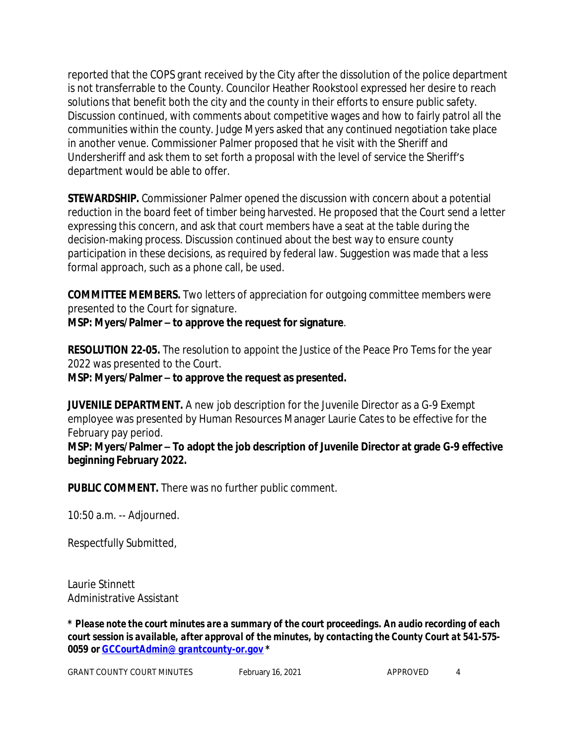reported that the COPS grant received by the City after the dissolution of the police department is not transferrable to the County. Councilor Heather Rookstool expressed her desire to reach solutions that benefit both the city and the county in their efforts to ensure public safety. Discussion continued, with comments about competitive wages and how to fairly patrol all the communities within the county. Judge Myers asked that any continued negotiation take place in another venue. Commissioner Palmer proposed that he visit with the Sheriff and Undersheriff and ask them to set forth a proposal with the level of service the Sheriff's department would be able to offer.

**STEWARDSHIP.** Commissioner Palmer opened the discussion with concern about a potential reduction in the board feet of timber being harvested. He proposed that the Court send a letter expressing this concern, and ask that court members have a seat at the table during the decision-making process. Discussion continued about the best way to ensure county participation in these decisions, as required by federal law. Suggestion was made that a less formal approach, such as a phone call, be used.

**COMMITTEE MEMBERS.** Two letters of appreciation for outgoing committee members were presented to the Court for signature.
**MSP: Myers/Palmer – to approve the request for signature**.

**RESOLUTION 22-05.** The resolution to appoint the Justice of the Peace Pro Tems for the year 2022 was presented to the Court.
**MSP: Myers/Palmer – to approve the request as presented.**

**JUVENILE DEPARTMENT.** A new job description for the Juvenile Director as a G-9 Exempt employee was presented by Human Resources Manager Laurie Cates to be effective for the February pay period.
**MSP: Myers/Palmer – To adopt the job description of Juvenile Director at grade G-9 effective beginning February 2022.**

**PUBLIC COMMENT.** There was no further public comment.

10:50 a.m. -- Adjourned.

Respectfully Submitted,

Laurie Stinnett
Administrative Assistant

***\* Please note the court minutes are a summary of the court proceedings. An audio recording of each court session is available, after approval of the minutes, by contacting the County Court at 541-575-0059 or GCCourtAdmin@grantcounty-or.gov \****